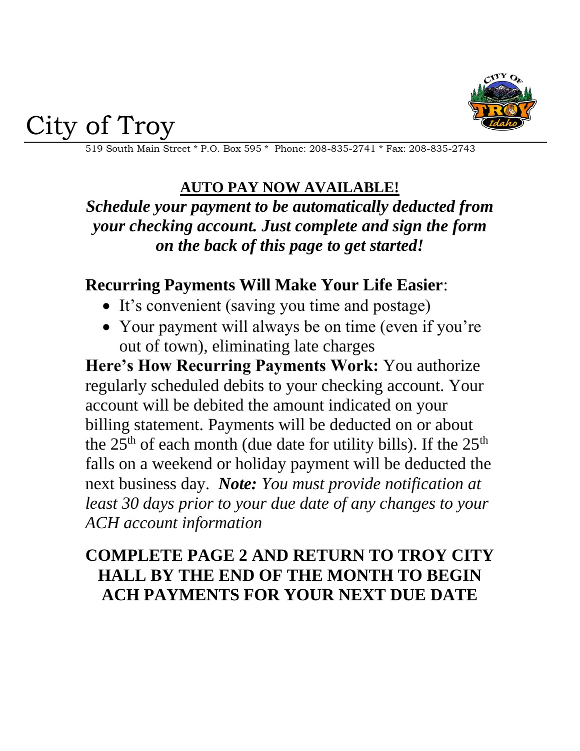# City of Troy

519 South Main Street * P.O. Box 595 * Phone: 208-835-2741 * Fax: 208-835-2743

## AUTO PAY NOW AVAILABLE!

***Schedule your payment to be automatically deducted from your checking account. Just complete and sign the form on the back of this page to get started!***

**Recurring Payments Will Make Your Life Easier**:

- It's convenient (saving you time and postage)
- Your payment will always be on time (even if you're out of town), eliminating late charges

**Here's How Recurring Payments Work:** You authorize regularly scheduled debits to your checking account. Your account will be debited the amount indicated on your billing statement. Payments will be deducted on or about the 25th of each month (due date for utility bills). If the 25th falls on a weekend or holiday payment will be deducted the next business day. ***Note:*** *You must provide notification at least 30 days prior to your due date of any changes to your ACH account information*

**COMPLETE PAGE 2 AND RETURN TO TROY CITY HALL BY THE END OF THE MONTH TO BEGIN ACH PAYMENTS FOR YOUR NEXT DUE DATE**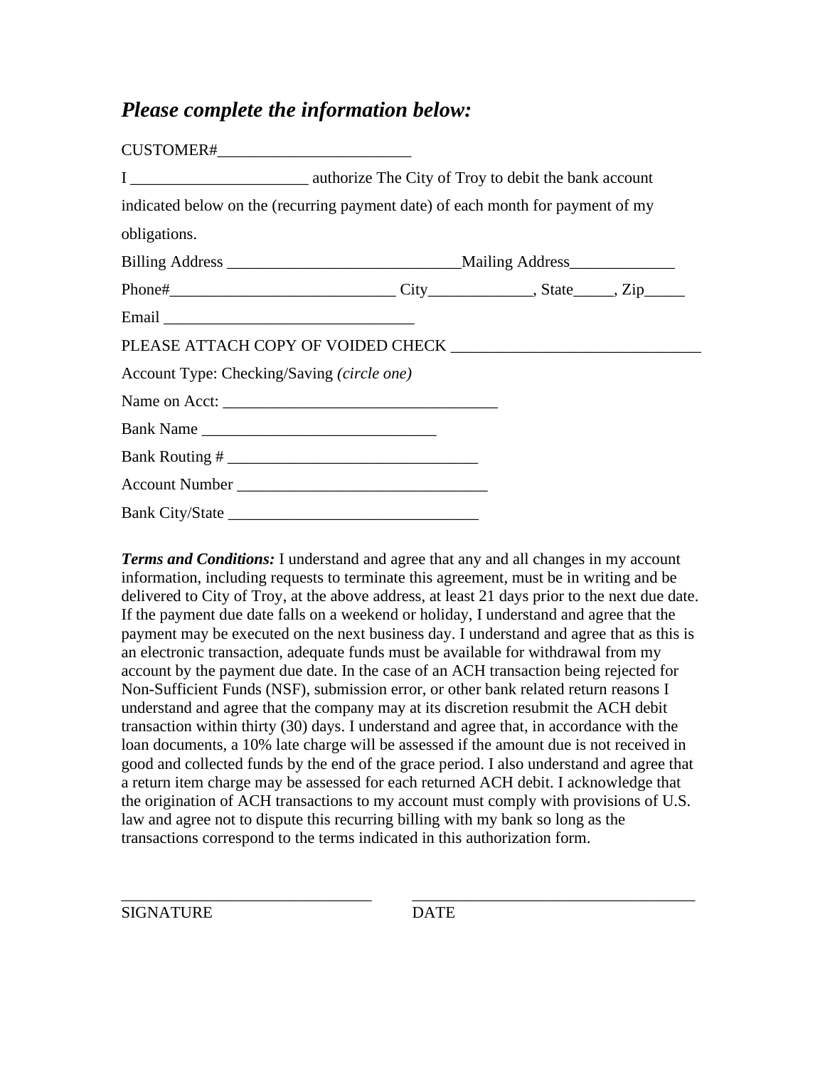## *Please complete the information below:*

CUSTOMER#________________________

I ______________________ authorize The City of Troy to debit the bank account indicated below on the (recurring payment date) of each month for payment of my obligations.

Billing Address _____________________________Mailing Address_____________

Phone#____________________________ City_____________, State_____, Zip_____

Email _______________________________

PLEASE ATTACH COPY OF VOIDED CHECK _______________________________

Account Type: Checking/Saving *(circle one)*

Name on Acct: __________________________________

Bank Name _____________________________

Bank Routing # _______________________________

Account Number _______________________________

Bank City/State _______________________________

***Terms and Conditions:*** I understand and agree that any and all changes in my account information, including requests to terminate this agreement, must be in writing and be delivered to City of Troy, at the above address, at least 21 days prior to the next due date. If the payment due date falls on a weekend or holiday, I understand and agree that the payment may be executed on the next business day. I understand and agree that as this is an electronic transaction, adequate funds must be available for withdrawal from my account by the payment due date. In the case of an ACH transaction being rejected for Non-Sufficient Funds (NSF), submission error, or other bank related return reasons I understand and agree that the company may at its discretion resubmit the ACH debit transaction within thirty (30) days. I understand and agree that, in accordance with the loan documents, a 10% late charge will be assessed if the amount due is not received in good and collected funds by the end of the grace period. I also understand and agree that a return item charge may be assessed for each returned ACH debit. I acknowledge that the origination of ACH transactions to my account must comply with provisions of U.S. law and agree not to dispute this recurring billing with my bank so long as the transactions correspond to the terms indicated in this authorization form.

_______________________________ SIGNATURE

___________________________________ DATE